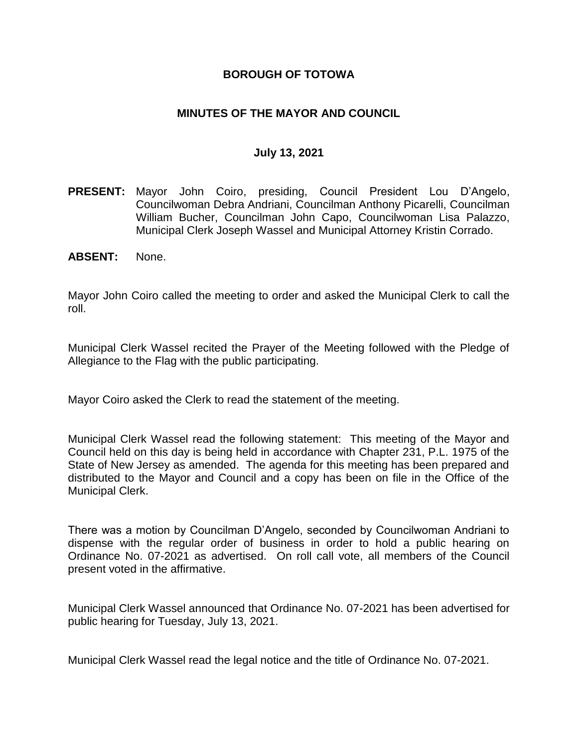# BOROUGH OF TOTOWA

## MINUTES OF THE MAYOR AND COUNCIL

### July 13, 2021

**PRESENT:** Mayor John Coiro, presiding, Council President Lou D'Angelo, Councilwoman Debra Andriani, Councilman Anthony Picarelli, Councilman William Bucher, Councilman John Capo, Councilwoman Lisa Palazzo, Municipal Clerk Joseph Wassel and Municipal Attorney Kristin Corrado.

**ABSENT:** None.

Mayor John Coiro called the meeting to order and asked the Municipal Clerk to call the roll.

Municipal Clerk Wassel recited the Prayer of the Meeting followed with the Pledge of Allegiance to the Flag with the public participating.

Mayor Coiro asked the Clerk to read the statement of the meeting.

Municipal Clerk Wassel read the following statement: This meeting of the Mayor and Council held on this day is being held in accordance with Chapter 231, P.L. 1975 of the State of New Jersey as amended. The agenda for this meeting has been prepared and distributed to the Mayor and Council and a copy has been on file in the Office of the Municipal Clerk.

There was a motion by Councilman D'Angelo, seconded by Councilwoman Andriani to dispense with the regular order of business in order to hold a public hearing on Ordinance No. 07-2021 as advertised. On roll call vote, all members of the Council present voted in the affirmative.

Municipal Clerk Wassel announced that Ordinance No. 07-2021 has been advertised for public hearing for Tuesday, July 13, 2021.

Municipal Clerk Wassel read the legal notice and the title of Ordinance No. 07-2021.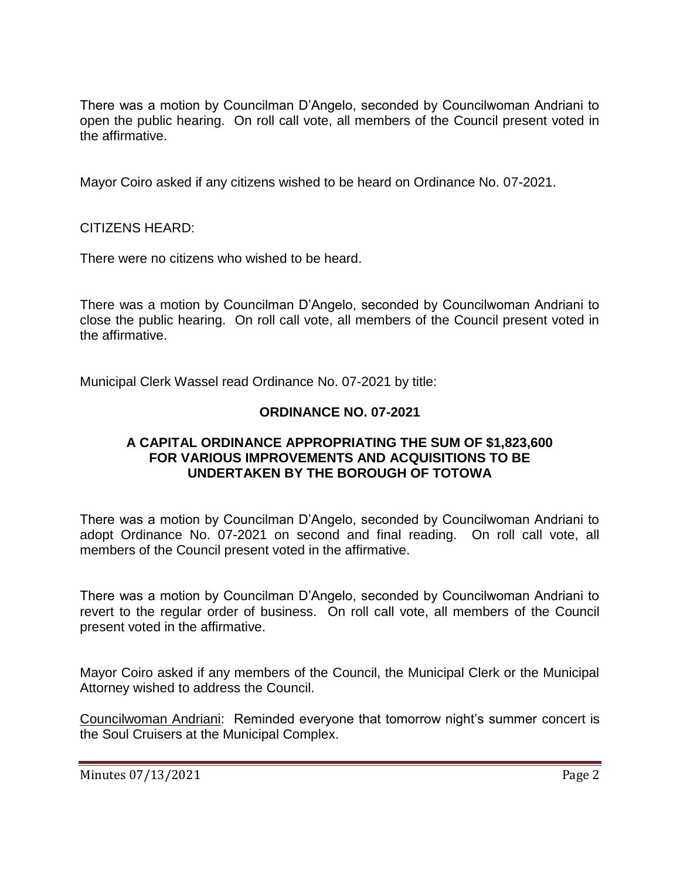There was a motion by Councilman D'Angelo, seconded by Councilwoman Andriani to open the public hearing. On roll call vote, all members of the Council present voted in the affirmative.

Mayor Coiro asked if any citizens wished to be heard on Ordinance No. 07-2021.

CITIZENS HEARD:

There were no citizens who wished to be heard.

There was a motion by Councilman D'Angelo, seconded by Councilwoman Andriani to close the public hearing. On roll call vote, all members of the Council present voted in the affirmative.

Municipal Clerk Wassel read Ordinance No. 07-2021 by title:

**ORDINANCE NO. 07-2021**

**A CAPITAL ORDINANCE APPROPRIATING THE SUM OF $1,823,600 FOR VARIOUS IMPROVEMENTS AND ACQUISITIONS TO BE UNDERTAKEN BY THE BOROUGH OF TOTOWA**

There was a motion by Councilman D'Angelo, seconded by Councilwoman Andriani to adopt Ordinance No. 07-2021 on second and final reading. On roll call vote, all members of the Council present voted in the affirmative.

There was a motion by Councilman D'Angelo, seconded by Councilwoman Andriani to revert to the regular order of business. On roll call vote, all members of the Council present voted in the affirmative.

Mayor Coiro asked if any members of the Council, the Municipal Clerk or the Municipal Attorney wished to address the Council.

Councilwoman Andriani: Reminded everyone that tomorrow night's summer concert is the Soul Cruisers at the Municipal Complex.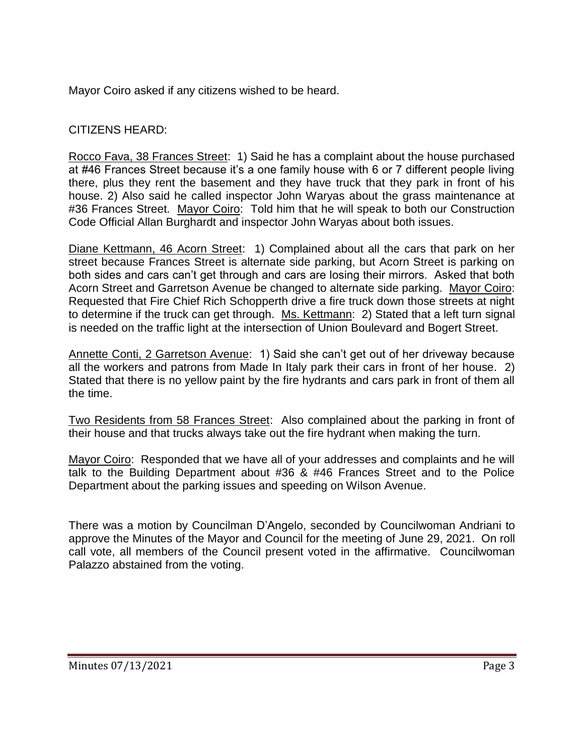Mayor Coiro asked if any citizens wished to be heard.

CITIZENS HEARD:

Rocco Fava, 38 Frances Street: 1) Said he has a complaint about the house purchased at #46 Frances Street because it's a one family house with 6 or 7 different people living there, plus they rent the basement and they have truck that they park in front of his house. 2) Also said he called inspector John Waryas about the grass maintenance at #36 Frances Street. Mayor Coiro: Told him that he will speak to both our Construction Code Official Allan Burghardt and inspector John Waryas about both issues.

Diane Kettmann, 46 Acorn Street: 1) Complained about all the cars that park on her street because Frances Street is alternate side parking, but Acorn Street is parking on both sides and cars can't get through and cars are losing their mirrors. Asked that both Acorn Street and Garretson Avenue be changed to alternate side parking. Mayor Coiro: Requested that Fire Chief Rich Schopperth drive a fire truck down those streets at night to determine if the truck can get through. Ms. Kettmann: 2) Stated that a left turn signal is needed on the traffic light at the intersection of Union Boulevard and Bogert Street.

Annette Conti, 2 Garretson Avenue: 1) Said she can't get out of her driveway because all the workers and patrons from Made In Italy park their cars in front of her house. 2) Stated that there is no yellow paint by the fire hydrants and cars park in front of them all the time.

Two Residents from 58 Frances Street: Also complained about the parking in front of their house and that trucks always take out the fire hydrant when making the turn.

Mayor Coiro: Responded that we have all of your addresses and complaints and he will talk to the Building Department about #36 & #46 Frances Street and to the Police Department about the parking issues and speeding on Wilson Avenue.

There was a motion by Councilman D'Angelo, seconded by Councilwoman Andriani to approve the Minutes of the Mayor and Council for the meeting of June 29, 2021. On roll call vote, all members of the Council present voted in the affirmative. Councilwoman Palazzo abstained from the voting.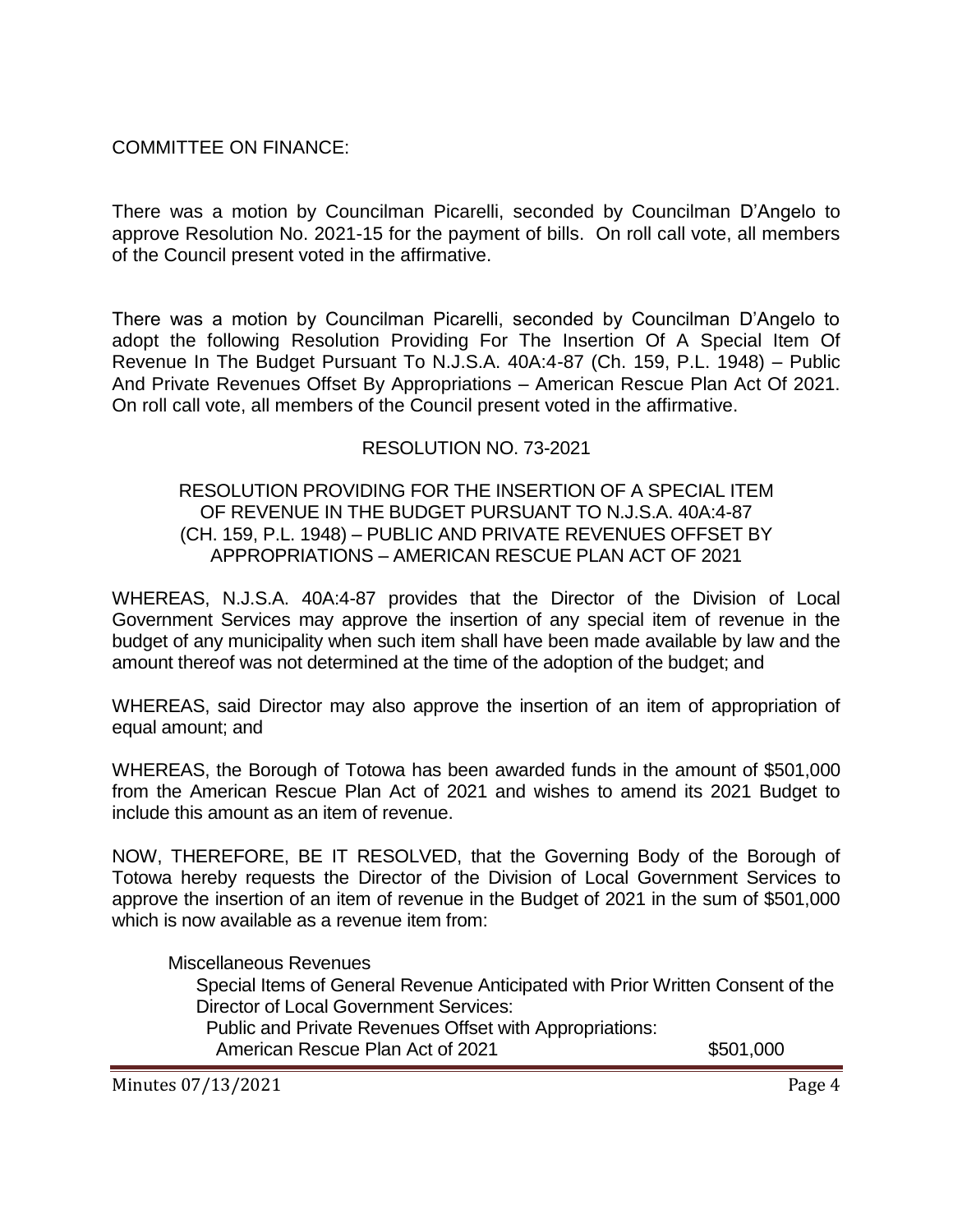COMMITTEE ON FINANCE:

There was a motion by Councilman Picarelli, seconded by Councilman D'Angelo to approve Resolution No. 2021-15 for the payment of bills. On roll call vote, all members of the Council present voted in the affirmative.

There was a motion by Councilman Picarelli, seconded by Councilman D'Angelo to adopt the following Resolution Providing For The Insertion Of A Special Item Of Revenue In The Budget Pursuant To N.J.S.A. 40A:4-87 (Ch. 159, P.L. 1948) – Public And Private Revenues Offset By Appropriations – American Rescue Plan Act Of 2021. On roll call vote, all members of the Council present voted in the affirmative.

RESOLUTION NO. 73-2021

RESOLUTION PROVIDING FOR THE INSERTION OF A SPECIAL ITEM OF REVENUE IN THE BUDGET PURSUANT TO N.J.S.A. 40A:4-87 (CH. 159, P.L. 1948) – PUBLIC AND PRIVATE REVENUES OFFSET BY APPROPRIATIONS – AMERICAN RESCUE PLAN ACT OF 2021

WHEREAS, N.J.S.A. 40A:4-87 provides that the Director of the Division of Local Government Services may approve the insertion of any special item of revenue in the budget of any municipality when such item shall have been made available by law and the amount thereof was not determined at the time of the adoption of the budget; and

WHEREAS, said Director may also approve the insertion of an item of appropriation of equal amount; and

WHEREAS, the Borough of Totowa has been awarded funds in the amount of $501,000 from the American Rescue Plan Act of 2021 and wishes to amend its 2021 Budget to include this amount as an item of revenue.

NOW, THEREFORE, BE IT RESOLVED, that the Governing Body of the Borough of Totowa hereby requests the Director of the Division of Local Government Services to approve the insertion of an item of revenue in the Budget of 2021 in the sum of $501,000 which is now available as a revenue item from:

Miscellaneous Revenues
Special Items of General Revenue Anticipated with Prior Written Consent of the Director of Local Government Services:
Public and Private Revenues Offset with Appropriations:
American Rescue Plan Act of 2021 $501,000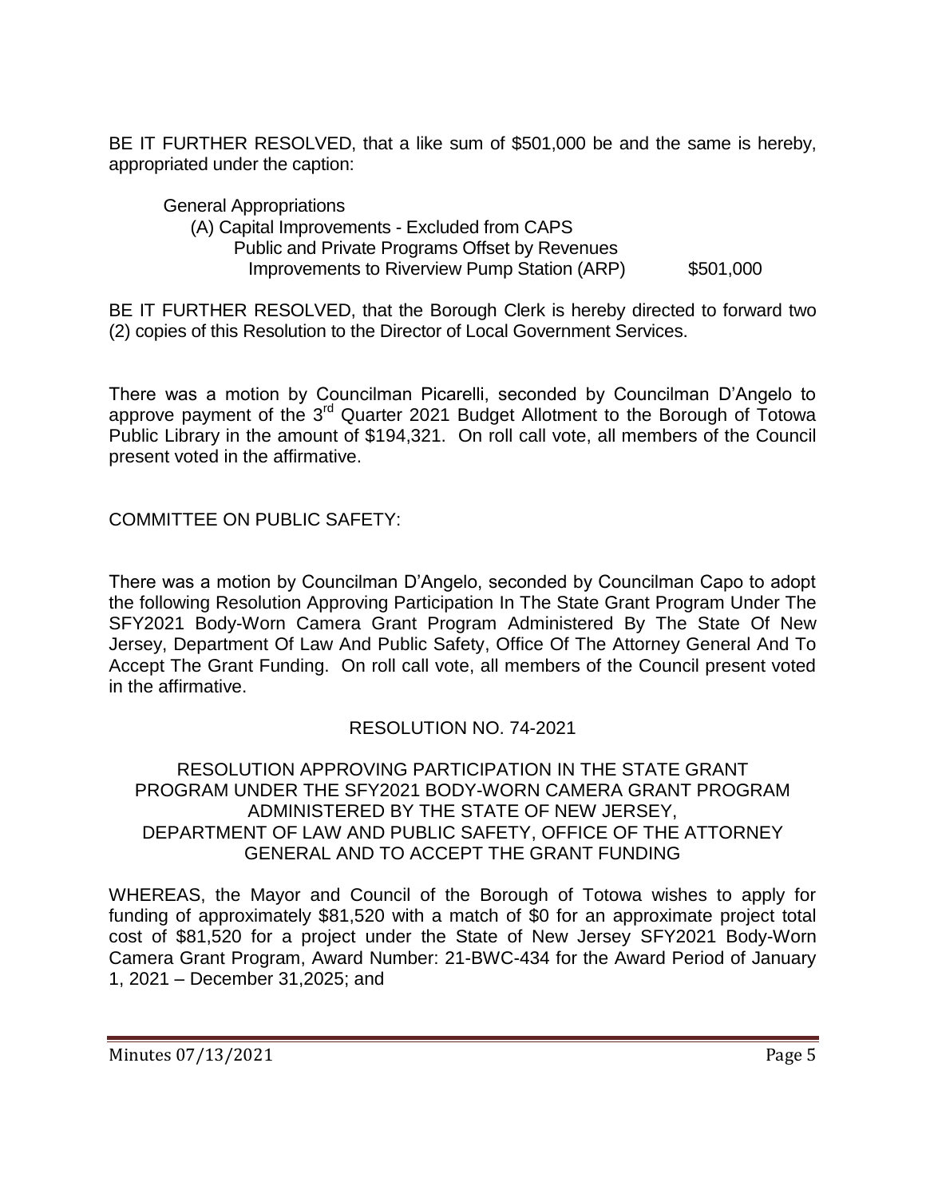BE IT FURTHER RESOLVED, that a like sum of $501,000 be and the same is hereby, appropriated under the caption:

General Appropriations
(A) Capital Improvements - Excluded from CAPS
Public and Private Programs Offset by Revenues
Improvements to Riverview Pump Station (ARP) $501,000

BE IT FURTHER RESOLVED, that the Borough Clerk is hereby directed to forward two (2) copies of this Resolution to the Director of Local Government Services.

There was a motion by Councilman Picarelli, seconded by Councilman D'Angelo to approve payment of the 3rd Quarter 2021 Budget Allotment to the Borough of Totowa Public Library in the amount of $194,321. On roll call vote, all members of the Council present voted in the affirmative.

COMMITTEE ON PUBLIC SAFETY:

There was a motion by Councilman D'Angelo, seconded by Councilman Capo to adopt the following Resolution Approving Participation In The State Grant Program Under The SFY2021 Body-Worn Camera Grant Program Administered By The State Of New Jersey, Department Of Law And Public Safety, Office Of The Attorney General And To Accept The Grant Funding. On roll call vote, all members of the Council present voted in the affirmative.

RESOLUTION NO. 74-2021

RESOLUTION APPROVING PARTICIPATION IN THE STATE GRANT PROGRAM UNDER THE SFY2021 BODY-WORN CAMERA GRANT PROGRAM ADMINISTERED BY THE STATE OF NEW JERSEY, DEPARTMENT OF LAW AND PUBLIC SAFETY, OFFICE OF THE ATTORNEY GENERAL AND TO ACCEPT THE GRANT FUNDING

WHEREAS, the Mayor and Council of the Borough of Totowa wishes to apply for funding of approximately $81,520 with a match of $0 for an approximate project total cost of $81,520 for a project under the State of New Jersey SFY2021 Body-Worn Camera Grant Program, Award Number: 21-BWC-434 for the Award Period of January 1, 2021 – December 31,2025; and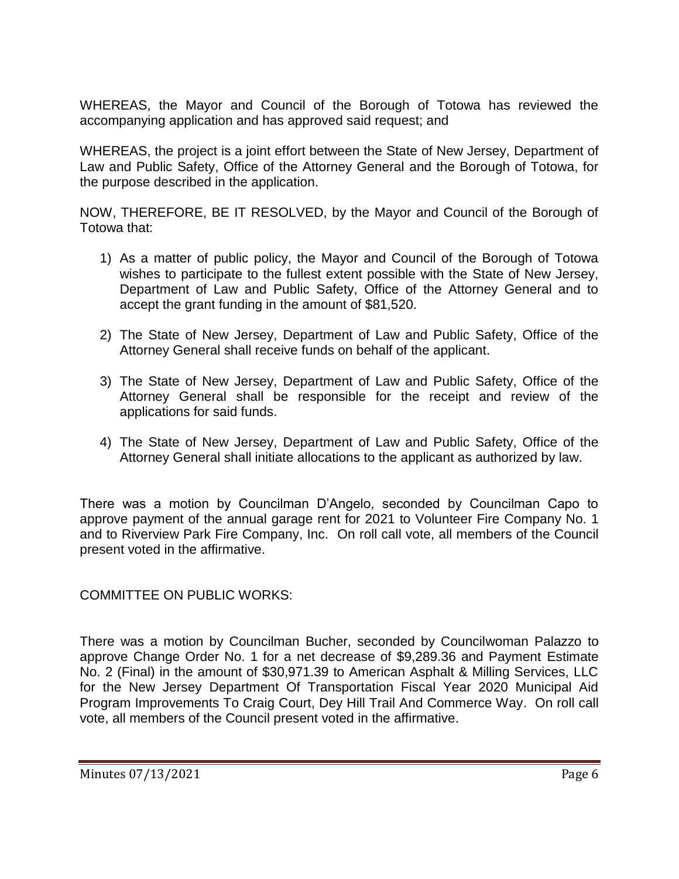WHEREAS, the Mayor and Council of the Borough of Totowa has reviewed the accompanying application and has approved said request; and

WHEREAS, the project is a joint effort between the State of New Jersey, Department of Law and Public Safety, Office of the Attorney General and the Borough of Totowa, for the purpose described in the application.

NOW, THEREFORE, BE IT RESOLVED, by the Mayor and Council of the Borough of Totowa that:

1) As a matter of public policy, the Mayor and Council of the Borough of Totowa wishes to participate to the fullest extent possible with the State of New Jersey, Department of Law and Public Safety, Office of the Attorney General and to accept the grant funding in the amount of $81,520.
2) The State of New Jersey, Department of Law and Public Safety, Office of the Attorney General shall receive funds on behalf of the applicant.
3) The State of New Jersey, Department of Law and Public Safety, Office of the Attorney General shall be responsible for the receipt and review of the applications for said funds.
4) The State of New Jersey, Department of Law and Public Safety, Office of the Attorney General shall initiate allocations to the applicant as authorized by law.

There was a motion by Councilman D'Angelo, seconded by Councilman Capo to approve payment of the annual garage rent for 2021 to Volunteer Fire Company No. 1 and to Riverview Park Fire Company, Inc. On roll call vote, all members of the Council present voted in the affirmative.

COMMITTEE ON PUBLIC WORKS:

There was a motion by Councilman Bucher, seconded by Councilwoman Palazzo to approve Change Order No. 1 for a net decrease of $9,289.36 and Payment Estimate No. 2 (Final) in the amount of $30,971.39 to American Asphalt & Milling Services, LLC for the New Jersey Department Of Transportation Fiscal Year 2020 Municipal Aid Program Improvements To Craig Court, Dey Hill Trail And Commerce Way. On roll call vote, all members of the Council present voted in the affirmative.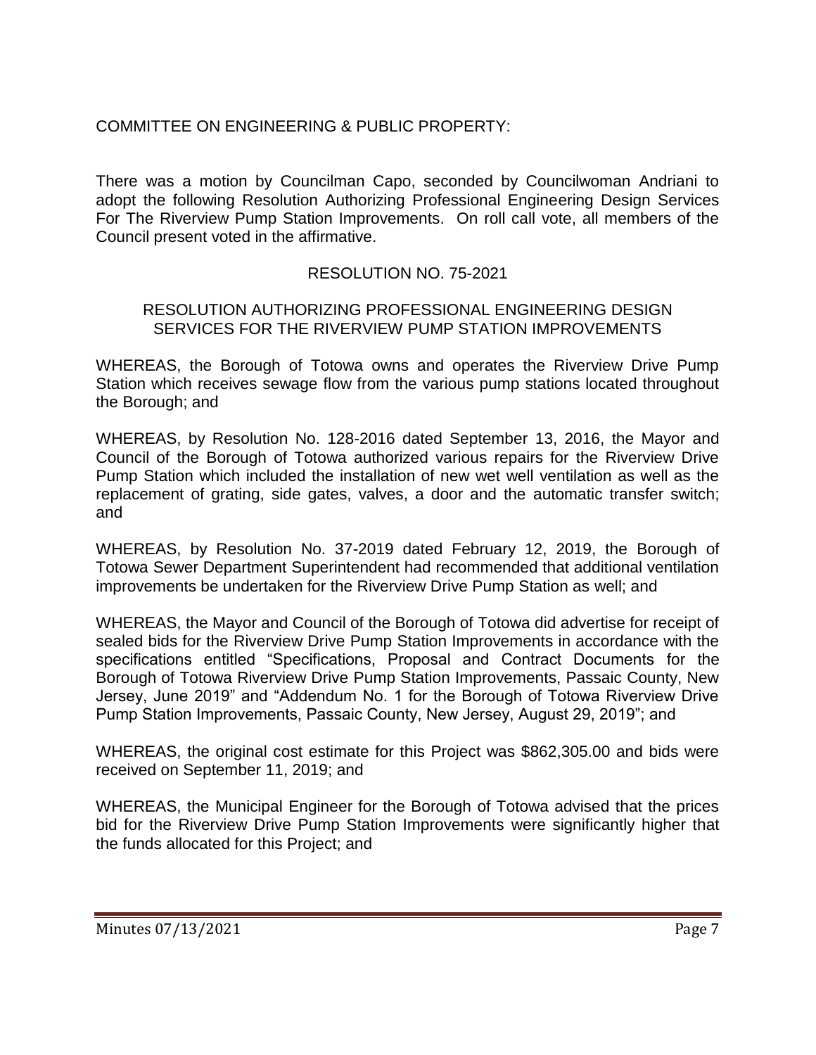COMMITTEE ON ENGINEERING & PUBLIC PROPERTY:

There was a motion by Councilman Capo, seconded by Councilwoman Andriani to adopt the following Resolution Authorizing Professional Engineering Design Services For The Riverview Pump Station Improvements. On roll call vote, all members of the Council present voted in the affirmative.

RESOLUTION NO. 75-2021

RESOLUTION AUTHORIZING PROFESSIONAL ENGINEERING DESIGN SERVICES FOR THE RIVERVIEW PUMP STATION IMPROVEMENTS

WHEREAS, the Borough of Totowa owns and operates the Riverview Drive Pump Station which receives sewage flow from the various pump stations located throughout the Borough; and

WHEREAS, by Resolution No. 128-2016 dated September 13, 2016, the Mayor and Council of the Borough of Totowa authorized various repairs for the Riverview Drive Pump Station which included the installation of new wet well ventilation as well as the replacement of grating, side gates, valves, a door and the automatic transfer switch; and

WHEREAS, by Resolution No. 37-2019 dated February 12, 2019, the Borough of Totowa Sewer Department Superintendent had recommended that additional ventilation improvements be undertaken for the Riverview Drive Pump Station as well; and

WHEREAS, the Mayor and Council of the Borough of Totowa did advertise for receipt of sealed bids for the Riverview Drive Pump Station Improvements in accordance with the specifications entitled "Specifications, Proposal and Contract Documents for the Borough of Totowa Riverview Drive Pump Station Improvements, Passaic County, New Jersey, June 2019" and "Addendum No. 1 for the Borough of Totowa Riverview Drive Pump Station Improvements, Passaic County, New Jersey, August 29, 2019"; and

WHEREAS, the original cost estimate for this Project was $862,305.00 and bids were received on September 11, 2019; and

WHEREAS, the Municipal Engineer for the Borough of Totowa advised that the prices bid for the Riverview Drive Pump Station Improvements were significantly higher that the funds allocated for this Project; and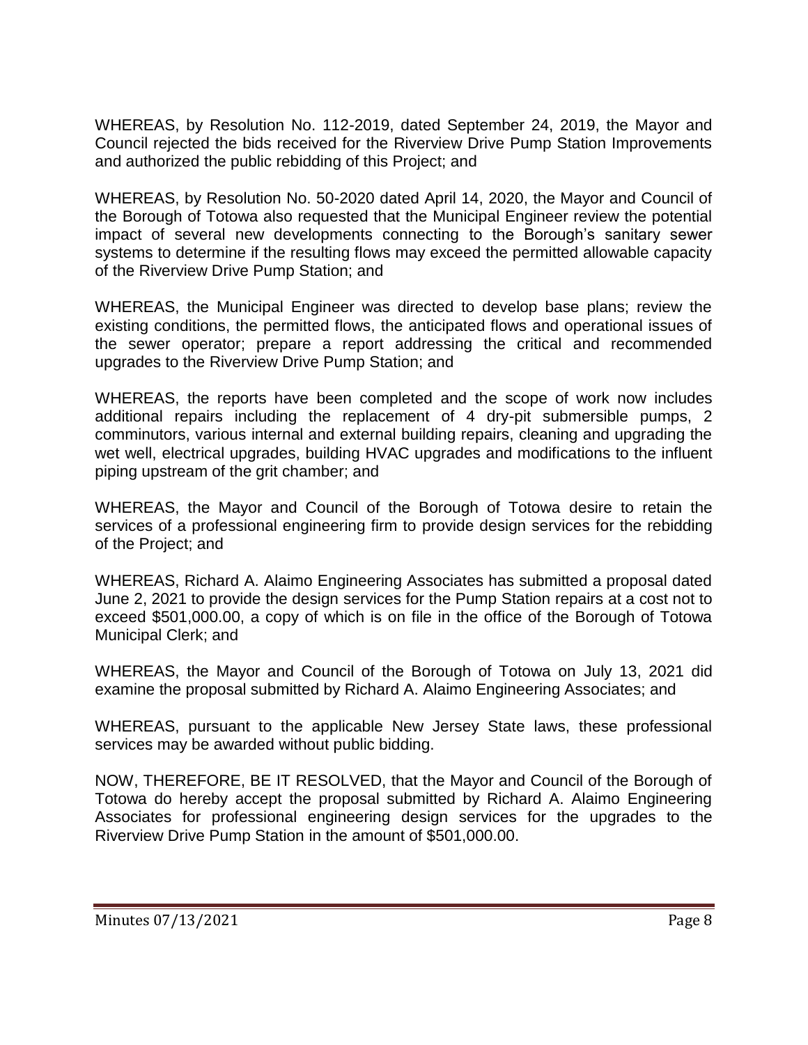WHEREAS, by Resolution No. 112-2019, dated September 24, 2019, the Mayor and Council rejected the bids received for the Riverview Drive Pump Station Improvements and authorized the public rebidding of this Project; and

WHEREAS, by Resolution No. 50-2020 dated April 14, 2020, the Mayor and Council of the Borough of Totowa also requested that the Municipal Engineer review the potential impact of several new developments connecting to the Borough's sanitary sewer systems to determine if the resulting flows may exceed the permitted allowable capacity of the Riverview Drive Pump Station; and

WHEREAS, the Municipal Engineer was directed to develop base plans; review the existing conditions, the permitted flows, the anticipated flows and operational issues of the sewer operator; prepare a report addressing the critical and recommended upgrades to the Riverview Drive Pump Station; and

WHEREAS, the reports have been completed and the scope of work now includes additional repairs including the replacement of 4 dry-pit submersible pumps, 2 comminutors, various internal and external building repairs, cleaning and upgrading the wet well, electrical upgrades, building HVAC upgrades and modifications to the influent piping upstream of the grit chamber; and

WHEREAS, the Mayor and Council of the Borough of Totowa desire to retain the services of a professional engineering firm to provide design services for the rebidding of the Project; and

WHEREAS, Richard A. Alaimo Engineering Associates has submitted a proposal dated June 2, 2021 to provide the design services for the Pump Station repairs at a cost not to exceed $501,000.00, a copy of which is on file in the office of the Borough of Totowa Municipal Clerk; and

WHEREAS, the Mayor and Council of the Borough of Totowa on July 13, 2021 did examine the proposal submitted by Richard A. Alaimo Engineering Associates; and

WHEREAS, pursuant to the applicable New Jersey State laws, these professional services may be awarded without public bidding.

NOW, THEREFORE, BE IT RESOLVED, that the Mayor and Council of the Borough of Totowa do hereby accept the proposal submitted by Richard A. Alaimo Engineering Associates for professional engineering design services for the upgrades to the Riverview Drive Pump Station in the amount of $501,000.00.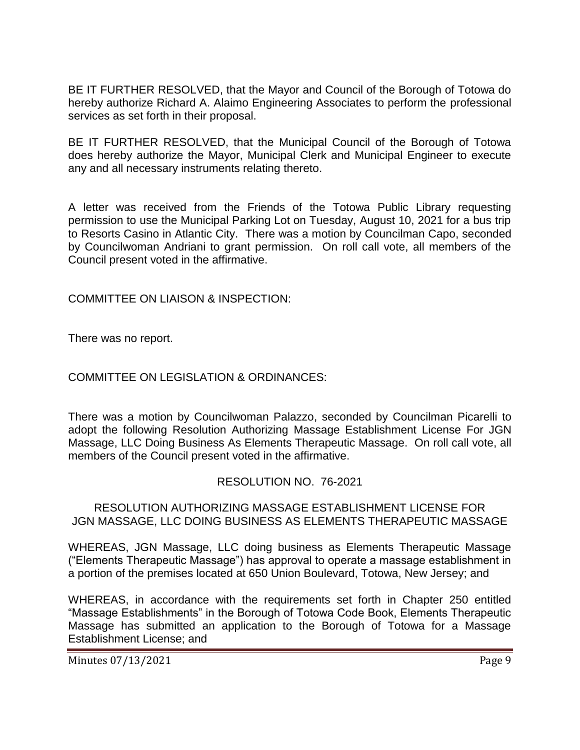BE IT FURTHER RESOLVED, that the Mayor and Council of the Borough of Totowa do hereby authorize Richard A. Alaimo Engineering Associates to perform the professional services as set forth in their proposal.

BE IT FURTHER RESOLVED, that the Municipal Council of the Borough of Totowa does hereby authorize the Mayor, Municipal Clerk and Municipal Engineer to execute any and all necessary instruments relating thereto.

A letter was received from the Friends of the Totowa Public Library requesting permission to use the Municipal Parking Lot on Tuesday, August 10, 2021 for a bus trip to Resorts Casino in Atlantic City. There was a motion by Councilman Capo, seconded by Councilwoman Andriani to grant permission. On roll call vote, all members of the Council present voted in the affirmative.

COMMITTEE ON LIAISON & INSPECTION:

There was no report.

COMMITTEE ON LEGISLATION & ORDINANCES:

There was a motion by Councilwoman Palazzo, seconded by Councilman Picarelli to adopt the following Resolution Authorizing Massage Establishment License For JGN Massage, LLC Doing Business As Elements Therapeutic Massage. On roll call vote, all members of the Council present voted in the affirmative.

RESOLUTION NO. 76-2021

RESOLUTION AUTHORIZING MASSAGE ESTABLISHMENT LICENSE FOR JGN MASSAGE, LLC DOING BUSINESS AS ELEMENTS THERAPEUTIC MASSAGE

WHEREAS, JGN Massage, LLC doing business as Elements Therapeutic Massage ("Elements Therapeutic Massage") has approval to operate a massage establishment in a portion of the premises located at 650 Union Boulevard, Totowa, New Jersey; and

WHEREAS, in accordance with the requirements set forth in Chapter 250 entitled "Massage Establishments" in the Borough of Totowa Code Book, Elements Therapeutic Massage has submitted an application to the Borough of Totowa for a Massage Establishment License; and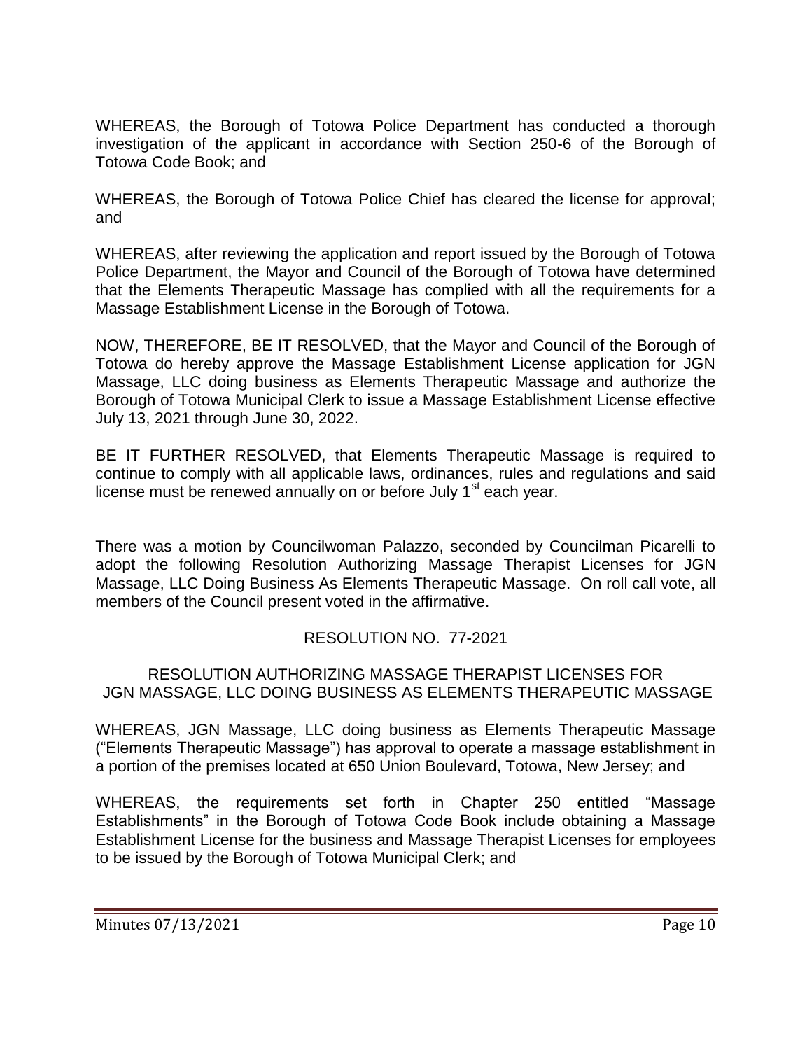WHEREAS, the Borough of Totowa Police Department has conducted a thorough investigation of the applicant in accordance with Section 250-6 of the Borough of Totowa Code Book; and

WHEREAS, the Borough of Totowa Police Chief has cleared the license for approval; and

WHEREAS, after reviewing the application and report issued by the Borough of Totowa Police Department, the Mayor and Council of the Borough of Totowa have determined that the Elements Therapeutic Massage has complied with all the requirements for a Massage Establishment License in the Borough of Totowa.

NOW, THEREFORE, BE IT RESOLVED, that the Mayor and Council of the Borough of Totowa do hereby approve the Massage Establishment License application for JGN Massage, LLC doing business as Elements Therapeutic Massage and authorize the Borough of Totowa Municipal Clerk to issue a Massage Establishment License effective July 13, 2021 through June 30, 2022.

BE IT FURTHER RESOLVED, that Elements Therapeutic Massage is required to continue to comply with all applicable laws, ordinances, rules and regulations and said license must be renewed annually on or before July 1st each year.

There was a motion by Councilwoman Palazzo, seconded by Councilman Picarelli to adopt the following Resolution Authorizing Massage Therapist Licenses for JGN Massage, LLC Doing Business As Elements Therapeutic Massage. On roll call vote, all members of the Council present voted in the affirmative.

RESOLUTION NO. 77-2021

RESOLUTION AUTHORIZING MASSAGE THERAPIST LICENSES FOR JGN MASSAGE, LLC DOING BUSINESS AS ELEMENTS THERAPEUTIC MASSAGE

WHEREAS, JGN Massage, LLC doing business as Elements Therapeutic Massage ("Elements Therapeutic Massage") has approval to operate a massage establishment in a portion of the premises located at 650 Union Boulevard, Totowa, New Jersey; and

WHEREAS, the requirements set forth in Chapter 250 entitled "Massage Establishments" in the Borough of Totowa Code Book include obtaining a Massage Establishment License for the business and Massage Therapist Licenses for employees to be issued by the Borough of Totowa Municipal Clerk; and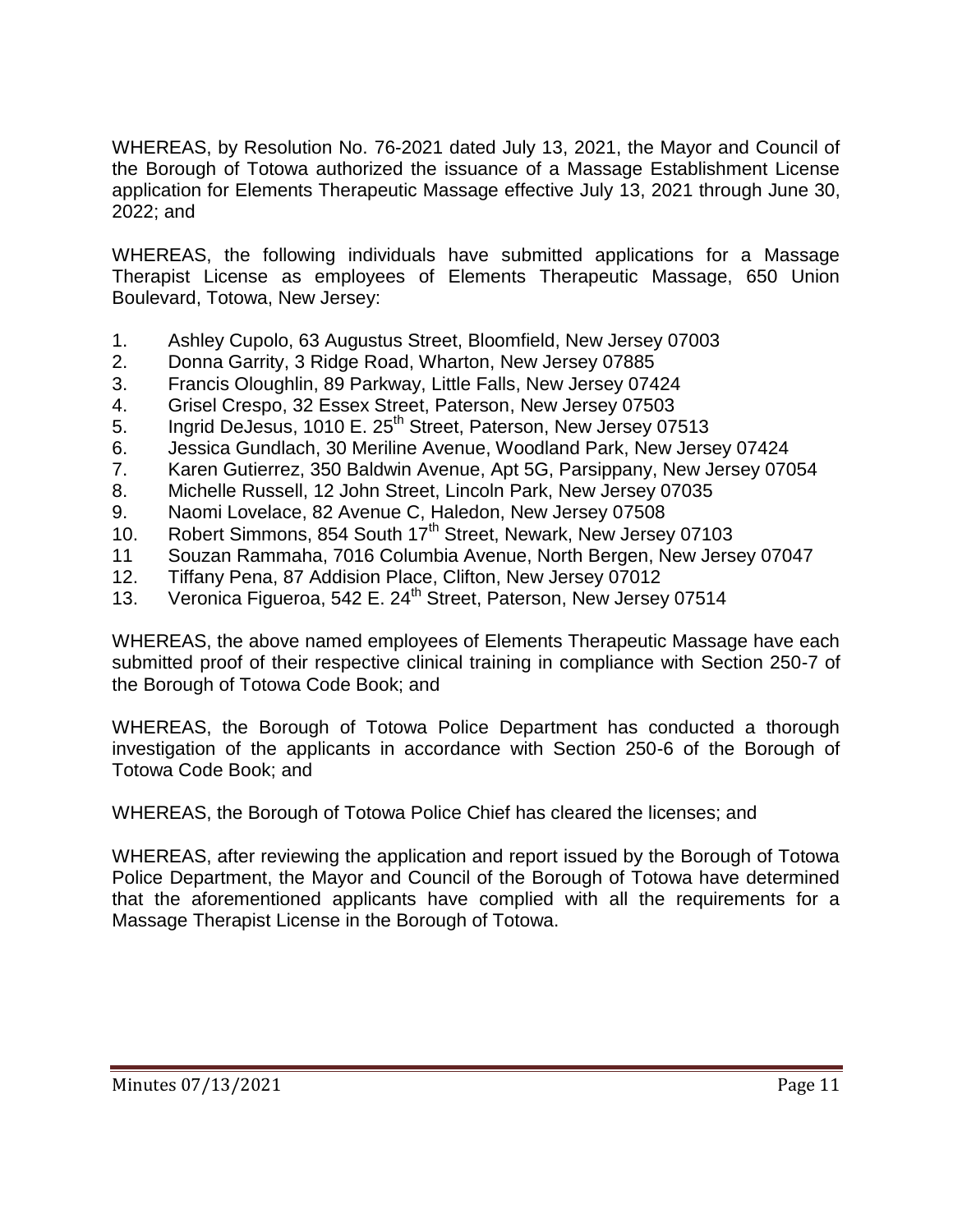WHEREAS, by Resolution No. 76-2021 dated July 13, 2021, the Mayor and Council of the Borough of Totowa authorized the issuance of a Massage Establishment License application for Elements Therapeutic Massage effective July 13, 2021 through June 30, 2022; and

WHEREAS, the following individuals have submitted applications for a Massage Therapist License as employees of Elements Therapeutic Massage, 650 Union Boulevard, Totowa, New Jersey:

1. Ashley Cupolo, 63 Augustus Street, Bloomfield, New Jersey 07003
2. Donna Garrity, 3 Ridge Road, Wharton, New Jersey 07885
3. Francis Oloughlin, 89 Parkway, Little Falls, New Jersey 07424
4. Grisel Crespo, 32 Essex Street, Paterson, New Jersey 07503
5. Ingrid DeJesus, 1010 E. 25th Street, Paterson, New Jersey 07513
6. Jessica Gundlach, 30 Meriline Avenue, Woodland Park, New Jersey 07424
7. Karen Gutierrez, 350 Baldwin Avenue, Apt 5G, Parsippany, New Jersey 07054
8. Michelle Russell, 12 John Street, Lincoln Park, New Jersey 07035
9. Naomi Lovelace, 82 Avenue C, Haledon, New Jersey 07508
10. Robert Simmons, 854 South 17th Street, Newark, New Jersey 07103
11. Souzan Rammaha, 7016 Columbia Avenue, North Bergen, New Jersey 07047
12. Tiffany Pena, 87 Addision Place, Clifton, New Jersey 07012
13. Veronica Figueroa, 542 E. 24th Street, Paterson, New Jersey 07514

WHEREAS, the above named employees of Elements Therapeutic Massage have each submitted proof of their respective clinical training in compliance with Section 250-7 of the Borough of Totowa Code Book; and

WHEREAS, the Borough of Totowa Police Department has conducted a thorough investigation of the applicants in accordance with Section 250-6 of the Borough of Totowa Code Book; and

WHEREAS, the Borough of Totowa Police Chief has cleared the licenses; and

WHEREAS, after reviewing the application and report issued by the Borough of Totowa Police Department, the Mayor and Council of the Borough of Totowa have determined that the aforementioned applicants have complied with all the requirements for a Massage Therapist License in the Borough of Totowa.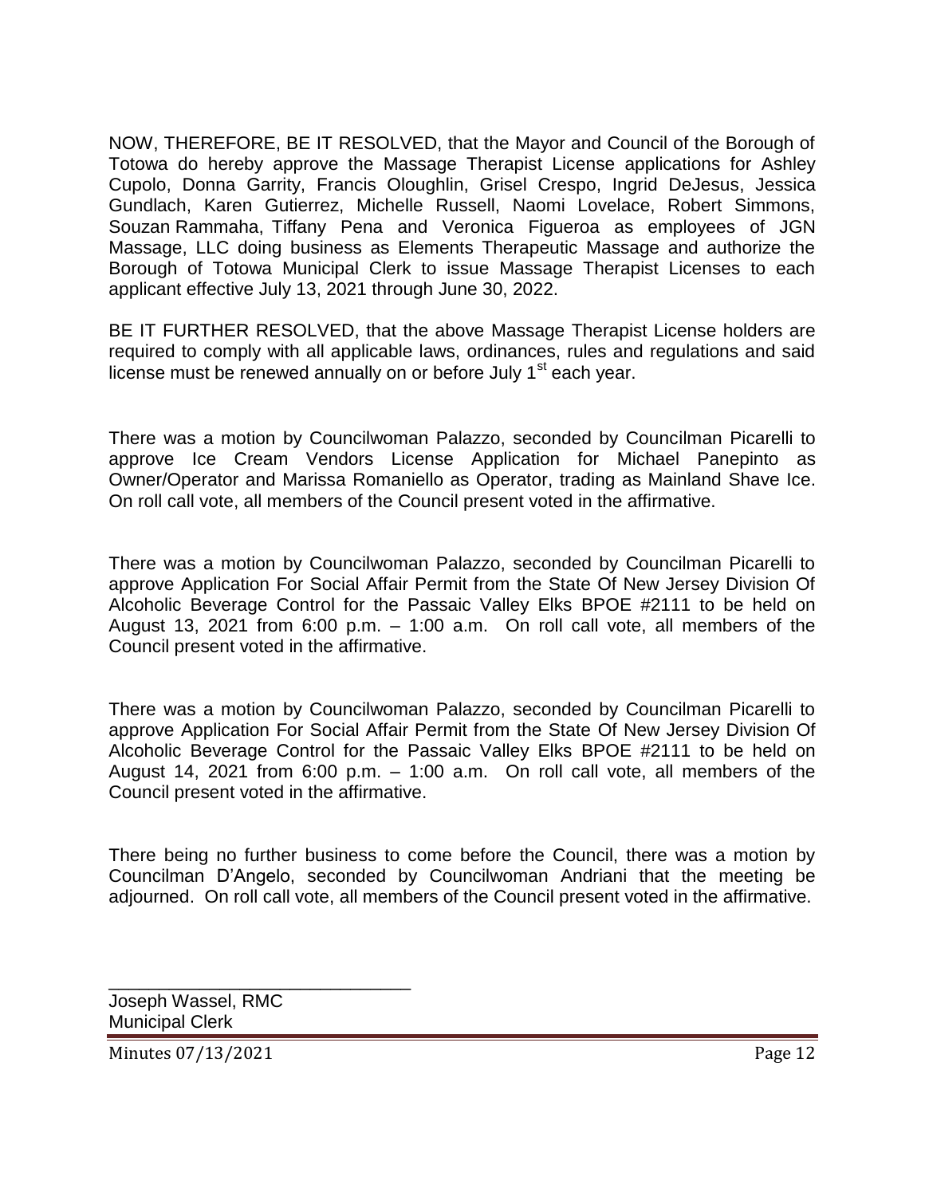NOW, THEREFORE, BE IT RESOLVED, that the Mayor and Council of the Borough of Totowa do hereby approve the Massage Therapist License applications for Ashley Cupolo, Donna Garrity, Francis Oloughlin, Grisel Crespo, Ingrid DeJesus, Jessica Gundlach, Karen Gutierrez, Michelle Russell, Naomi Lovelace, Robert Simmons, Souzan Rammaha, Tiffany Pena and Veronica Figueroa as employees of JGN Massage, LLC doing business as Elements Therapeutic Massage and authorize the Borough of Totowa Municipal Clerk to issue Massage Therapist Licenses to each applicant effective July 13, 2021 through June 30, 2022.

BE IT FURTHER RESOLVED, that the above Massage Therapist License holders are required to comply with all applicable laws, ordinances, rules and regulations and said license must be renewed annually on or before July 1st each year.

There was a motion by Councilwoman Palazzo, seconded by Councilman Picarelli to approve Ice Cream Vendors License Application for Michael Panepinto as Owner/Operator and Marissa Romaniello as Operator, trading as Mainland Shave Ice. On roll call vote, all members of the Council present voted in the affirmative.

There was a motion by Councilwoman Palazzo, seconded by Councilman Picarelli to approve Application For Social Affair Permit from the State Of New Jersey Division Of Alcoholic Beverage Control for the Passaic Valley Elks BPOE #2111 to be held on August 13, 2021 from 6:00 p.m. – 1:00 a.m. On roll call vote, all members of the Council present voted in the affirmative.

There was a motion by Councilwoman Palazzo, seconded by Councilman Picarelli to approve Application For Social Affair Permit from the State Of New Jersey Division Of Alcoholic Beverage Control for the Passaic Valley Elks BPOE #2111 to be held on August 14, 2021 from 6:00 p.m. – 1:00 a.m. On roll call vote, all members of the Council present voted in the affirmative.

There being no further business to come before the Council, there was a motion by Councilman D'Angelo, seconded by Councilwoman Andriani that the meeting be adjourned. On roll call vote, all members of the Council present voted in the affirmative.

\_\_\_\_\_\_\_\_\_\_\_\_\_\_\_\_\_\_\_\_\_\_\_\_\_\_\_\_\_\_\_\_

Joseph Wassel, RMC
Municipal Clerk